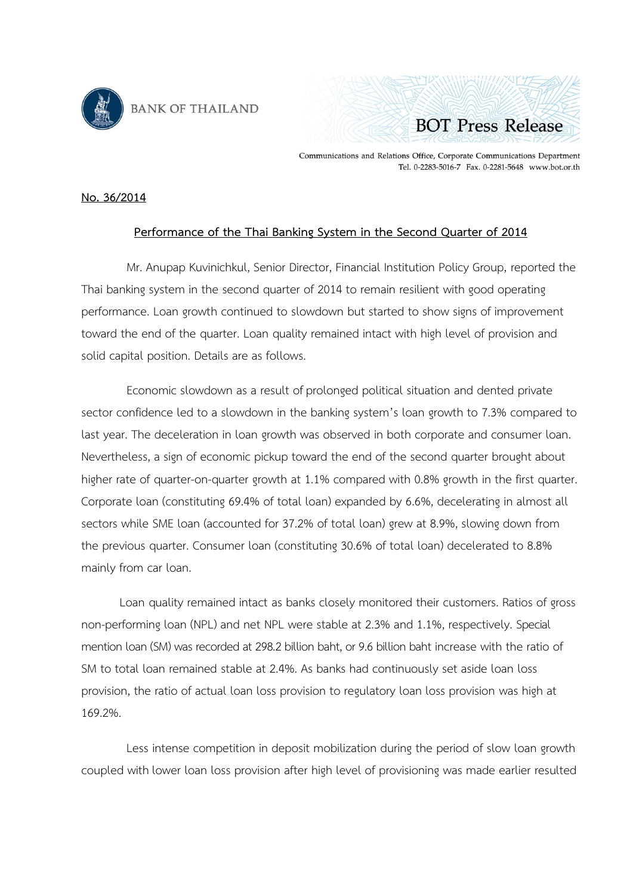BANK OF THAILAND

BOT Press Release

Communications and Relations Office, Corporate Communications Department
Tel. 0-2283-5016-7 Fax. 0-2281-5648 www.bot.or.th

**No. 36/2014**

## Performance of the Thai Banking System in the Second Quarter of 2014

Mr. Anupap Kuvinichkul, Senior Director, Financial Institution Policy Group, reported the Thai banking system in the second quarter of 2014 to remain resilient with good operating performance. Loan growth continued to slowdown but started to show signs of improvement toward the end of the quarter. Loan quality remained intact with high level of provision and solid capital position. Details are as follows.

Economic slowdown as a result of prolonged political situation and dented private sector confidence led to a slowdown in the banking system's loan growth to 7.3% compared to last year. The deceleration in loan growth was observed in both corporate and consumer loan. Nevertheless, a sign of economic pickup toward the end of the second quarter brought about higher rate of quarter-on-quarter growth at 1.1% compared with 0.8% growth in the first quarter. Corporate loan (constituting 69.4% of total loan) expanded by 6.6%, decelerating in almost all sectors while SME loan (accounted for 37.2% of total loan) grew at 8.9%, slowing down from the previous quarter. Consumer loan (constituting 30.6% of total loan) decelerated to 8.8% mainly from car loan.

Loan quality remained intact as banks closely monitored their customers. Ratios of gross non-performing loan (NPL) and net NPL were stable at 2.3% and 1.1%, respectively. Special mention loan (SM) was recorded at 298.2 billion baht, or 9.6 billion baht increase with the ratio of SM to total loan remained stable at 2.4%. As banks had continuously set aside loan loss provision, the ratio of actual loan loss provision to regulatory loan loss provision was high at 169.2%.

Less intense competition in deposit mobilization during the period of slow loan growth coupled with lower loan loss provision after high level of provisioning was made earlier resulted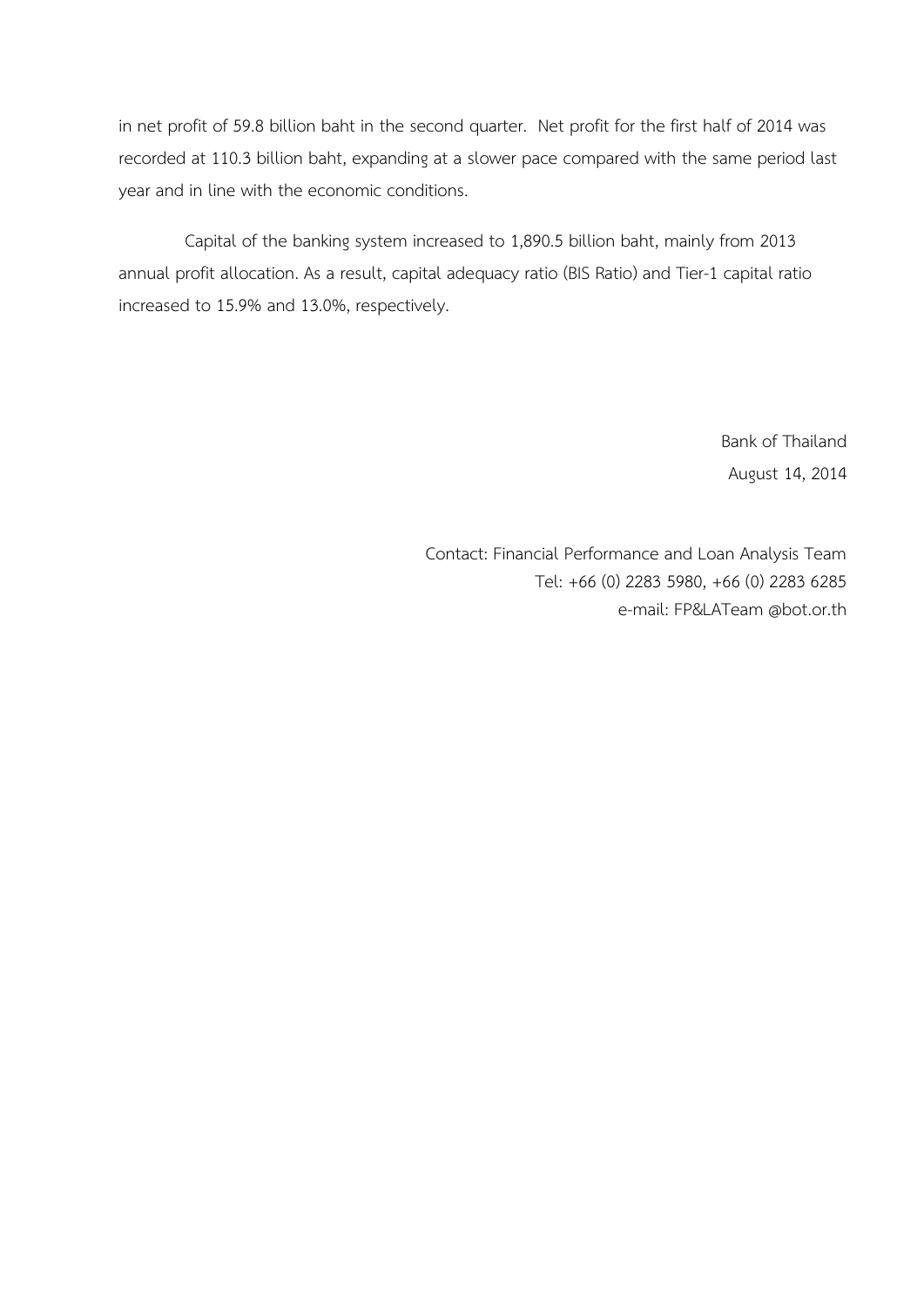in net profit of 59.8 billion baht in the second quarter. Net profit for the first half of 2014 was recorded at 110.3 billion baht, expanding at a slower pace compared with the same period last year and in line with the economic conditions.

Capital of the banking system increased to 1,890.5 billion baht, mainly from 2013 annual profit allocation. As a result, capital adequacy ratio (BIS Ratio) and Tier-1 capital ratio increased to 15.9% and 13.0%, respectively.

Bank of Thailand
August 14, 2014

Contact: Financial Performance and Loan Analysis Team
Tel: +66 (0) 2283 5980, +66 (0) 2283 6285
e-mail: FP&LATeam @bot.or.th